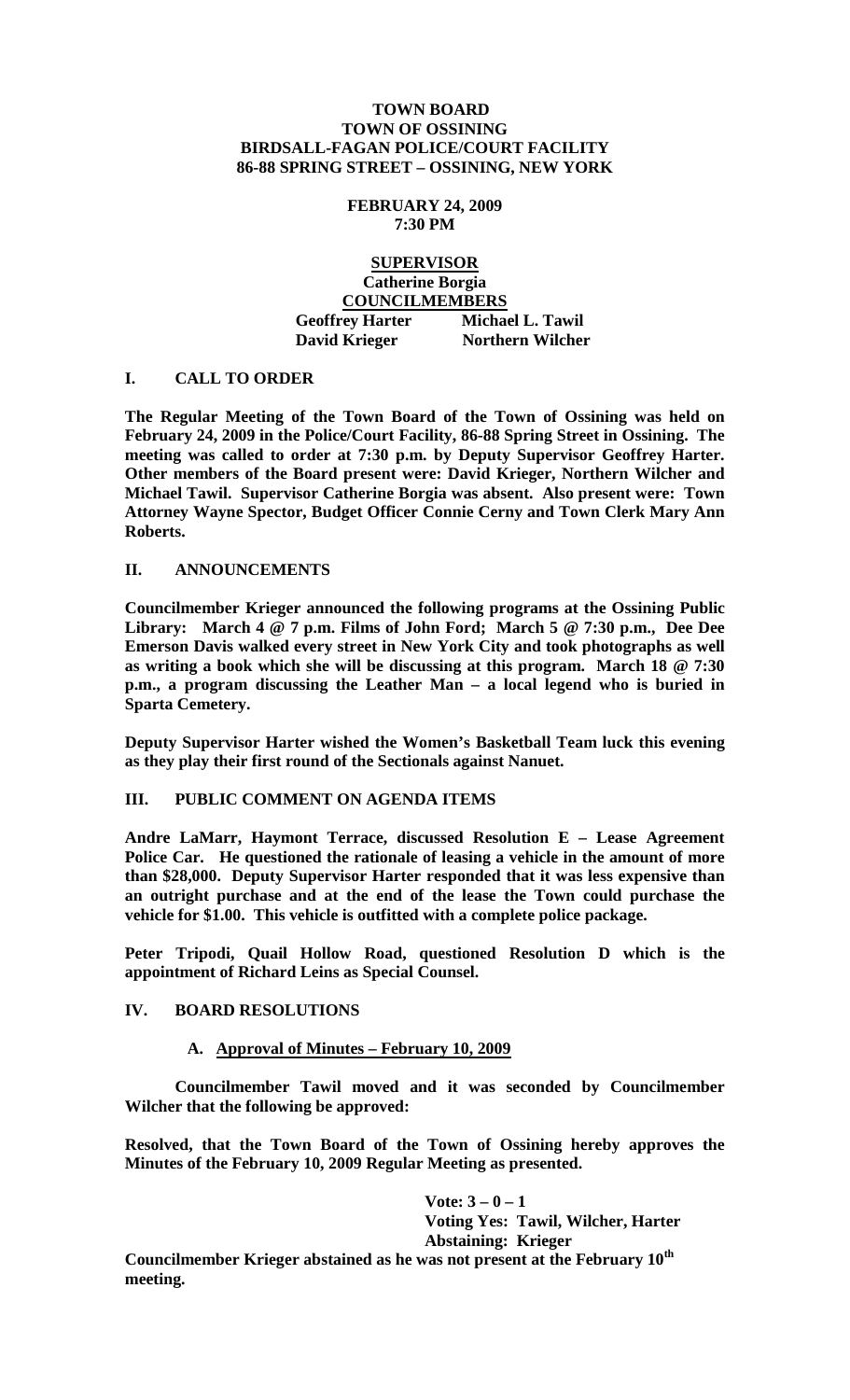**TOWN BOARD**
**TOWN OF OSSINING**
**BIRDSALL-FAGAN POLICE/COURT FACILITY**
**86-88 SPRING STREET – OSSINING, NEW YORK**

**FEBRUARY 24, 2009**
**7:30 PM**

**SUPERVISOR**
**Catherine Borgia**
**COUNCILMEMBERS**

| | |
|---|---|
| **Geoffrey Harter** | **Michael L. Tawil** |
| **David Krieger** | **Northern Wilcher** |

## I. CALL TO ORDER

**The Regular Meeting of the Town Board of the Town of Ossining was held on February 24, 2009 in the Police/Court Facility, 86-88 Spring Street in Ossining. The meeting was called to order at 7:30 p.m. by Deputy Supervisor Geoffrey Harter. Other members of the Board present were: David Krieger, Northern Wilcher and Michael Tawil. Supervisor Catherine Borgia was absent. Also present were: Town Attorney Wayne Spector, Budget Officer Connie Cerny and Town Clerk Mary Ann Roberts.**

## II. ANNOUNCEMENTS

**Councilmember Krieger announced the following programs at the Ossining Public Library: March 4 @ 7 p.m. Films of John Ford; March 5 @ 7:30 p.m., Dee Dee Emerson Davis walked every street in New York City and took photographs as well as writing a book which she will be discussing at this program. March 18 @ 7:30 p.m., a program discussing the Leather Man – a local legend who is buried in Sparta Cemetery.**

**Deputy Supervisor Harter wished the Women's Basketball Team luck this evening as they play their first round of the Sectionals against Nanuet.**

## III. PUBLIC COMMENT ON AGENDA ITEMS

**Andre LaMarr, Haymont Terrace, discussed Resolution E – Lease Agreement Police Car. He questioned the rationale of leasing a vehicle in the amount of more than $28,000. Deputy Supervisor Harter responded that it was less expensive than an outright purchase and at the end of the lease the Town could purchase the vehicle for $1.00. This vehicle is outfitted with a complete police package.**

**Peter Tripodi, Quail Hollow Road, questioned Resolution D which is the appointment of Richard Leins as Special Counsel.**

## IV. BOARD RESOLUTIONS

### A. Approval of Minutes – February 10, 2009

**Councilmember Tawil moved and it was seconded by Councilmember Wilcher that the following be approved:**

**Resolved, that the Town Board of the Town of Ossining hereby approves the Minutes of the February 10, 2009 Regular Meeting as presented.**

**Vote: 3 – 0 – 1**
**Voting Yes: Tawil, Wilcher, Harter**
**Abstaining: Krieger**

**Councilmember Krieger abstained as he was not present at the February 10th meeting.**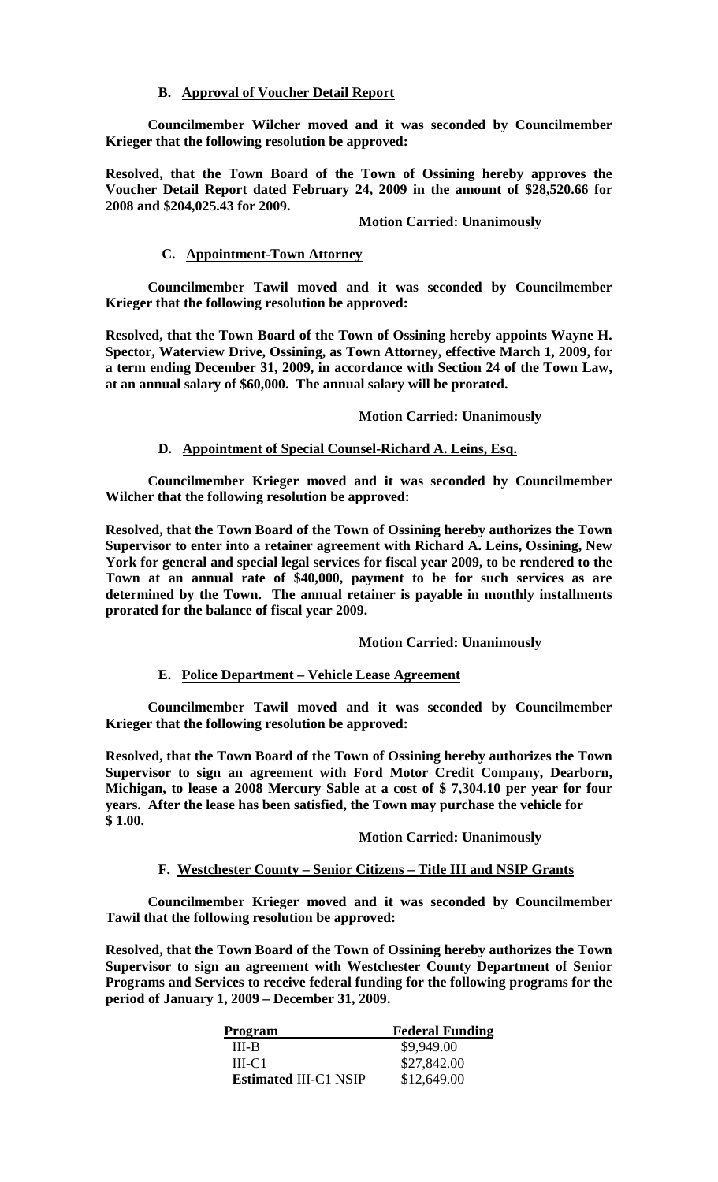### B. Approval of Voucher Detail Report

**Councilmember Wilcher moved and it was seconded by Councilmember Krieger that the following resolution be approved:**

**Resolved, that the Town Board of the Town of Ossining hereby approves the Voucher Detail Report dated February 24, 2009 in the amount of $28,520.66 for 2008 and $204,025.43 for 2009.**

**Motion Carried: Unanimously**

### C. Appointment-Town Attorney

**Councilmember Tawil moved and it was seconded by Councilmember Krieger that the following resolution be approved:**

**Resolved, that the Town Board of the Town of Ossining hereby appoints Wayne H. Spector, Waterview Drive, Ossining, as Town Attorney, effective March 1, 2009, for a term ending December 31, 2009, in accordance with Section 24 of the Town Law, at an annual salary of $60,000. The annual salary will be prorated.**

**Motion Carried: Unanimously**

### D. Appointment of Special Counsel-Richard A. Leins, Esq.

**Councilmember Krieger moved and it was seconded by Councilmember Wilcher that the following resolution be approved:**

**Resolved, that the Town Board of the Town of Ossining hereby authorizes the Town Supervisor to enter into a retainer agreement with Richard A. Leins, Ossining, New York for general and special legal services for fiscal year 2009, to be rendered to the Town at an annual rate of $40,000, payment to be for such services as are determined by the Town. The annual retainer is payable in monthly installments prorated for the balance of fiscal year 2009.**

**Motion Carried: Unanimously**

### E. Police Department – Vehicle Lease Agreement

**Councilmember Tawil moved and it was seconded by Councilmember Krieger that the following resolution be approved:**

**Resolved, that the Town Board of the Town of Ossining hereby authorizes the Town Supervisor to sign an agreement with Ford Motor Credit Company, Dearborn, Michigan, to lease a 2008 Mercury Sable at a cost of $ 7,304.10 per year for four years. After the lease has been satisfied, the Town may purchase the vehicle for $ 1.00.**

**Motion Carried: Unanimously**

### F. Westchester County – Senior Citizens – Title III and NSIP Grants

**Councilmember Krieger moved and it was seconded by Councilmember Tawil that the following resolution be approved:**

**Resolved, that the Town Board of the Town of Ossining hereby authorizes the Town Supervisor to sign an agreement with Westchester County Department of Senior Programs and Services to receive federal funding for the following programs for the period of January 1, 2009 – December 31, 2009.**

| Program | Federal Funding |
|---|---|
| III-B | $9,949.00 |
| III-C1 | $27,842.00 |
| **Estimated** III-C1 NSIP | $12,649.00 |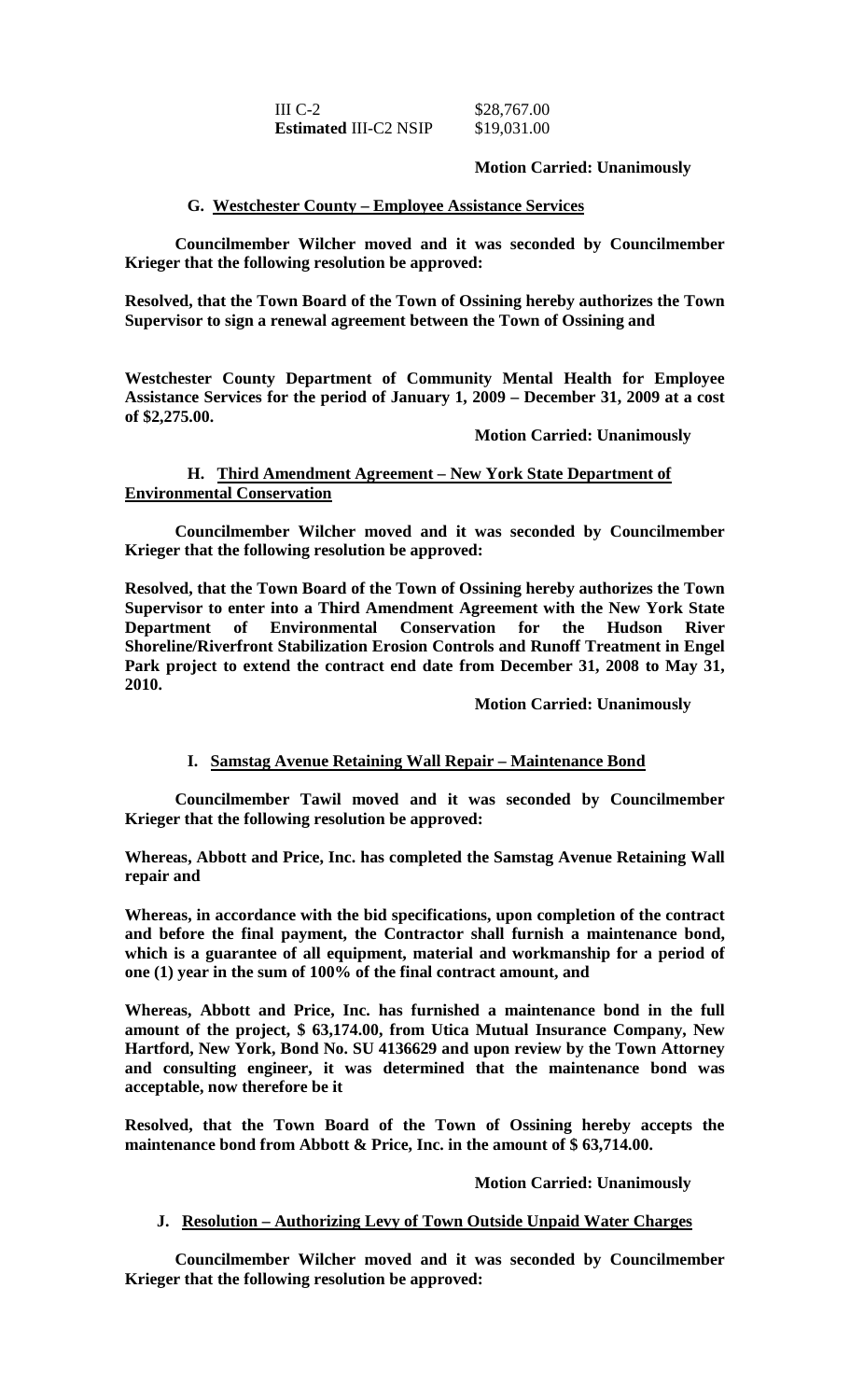| III C-2 | $28,767.00 |
|---|---|
| **Estimated** III-C2 NSIP | $19,031.00 |

**Motion Carried: Unanimously**

**G. <u>Westchester County – Employee Assistance Services</u>**

**Councilmember Wilcher moved and it was seconded by Councilmember Krieger that the following resolution be approved:**

**Resolved, that the Town Board of the Town of Ossining hereby authorizes the Town Supervisor to sign a renewal agreement between the Town of Ossining and**

**Westchester County Department of Community Mental Health for Employee Assistance Services for the period of January 1, 2009 – December 31, 2009 at a cost of $2,275.00.**

**Motion Carried: Unanimously**

**H. <u>Third Amendment Agreement – New York State Department of Environmental Conservation</u>**

**Councilmember Wilcher moved and it was seconded by Councilmember Krieger that the following resolution be approved:**

**Resolved, that the Town Board of the Town of Ossining hereby authorizes the Town Supervisor to enter into a Third Amendment Agreement with the New York State Department of Environmental Conservation for the Hudson River Shoreline/Riverfront Stabilization Erosion Controls and Runoff Treatment in Engel Park project to extend the contract end date from December 31, 2008 to May 31, 2010.**

**Motion Carried: Unanimously**

**I. <u>Samstag Avenue Retaining Wall Repair – Maintenance Bond</u>**

**Councilmember Tawil moved and it was seconded by Councilmember Krieger that the following resolution be approved:**

**Whereas, Abbott and Price, Inc. has completed the Samstag Avenue Retaining Wall repair and**

**Whereas, in accordance with the bid specifications, upon completion of the contract and before the final payment, the Contractor shall furnish a maintenance bond, which is a guarantee of all equipment, material and workmanship for a period of one (1) year in the sum of 100% of the final contract amount, and**

**Whereas, Abbott and Price, Inc. has furnished a maintenance bond in the full amount of the project, $ 63,174.00, from Utica Mutual Insurance Company, New Hartford, New York, Bond No. SU 4136629 and upon review by the Town Attorney and consulting engineer, it was determined that the maintenance bond was acceptable, now therefore be it**

**Resolved, that the Town Board of the Town of Ossining hereby accepts the maintenance bond from Abbott & Price, Inc. in the amount of $ 63,714.00.**

**Motion Carried: Unanimously**

**J. <u>Resolution – Authorizing Levy of Town Outside Unpaid Water Charges</u>**

**Councilmember Wilcher moved and it was seconded by Councilmember Krieger that the following resolution be approved:**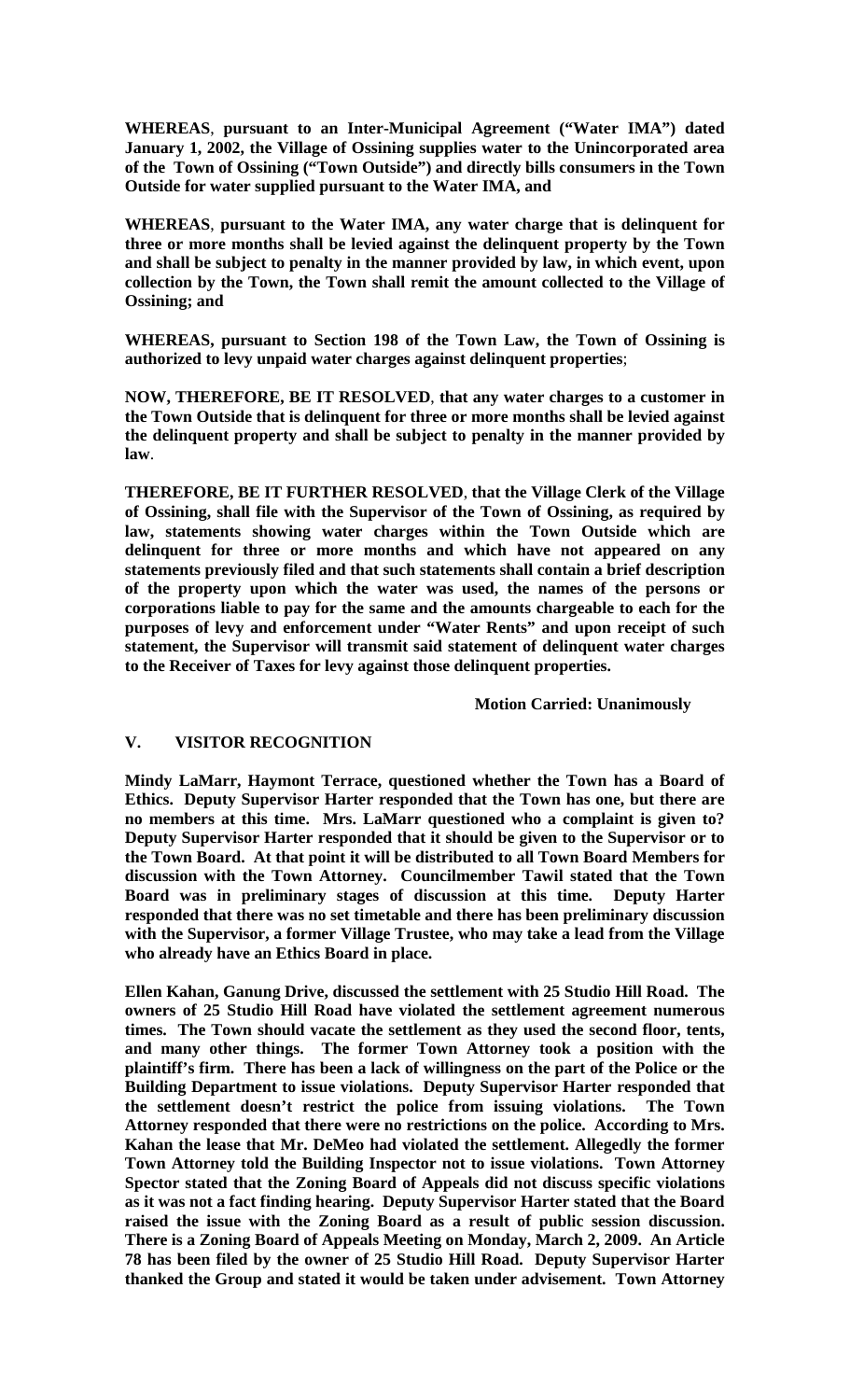**WHEREAS**, **pursuant to an Inter-Municipal Agreement ("Water IMA") dated January 1, 2002, the Village of Ossining supplies water to the Unincorporated area of the Town of Ossining ("Town Outside") and directly bills consumers in the Town Outside for water supplied pursuant to the Water IMA, and**

**WHEREAS**, **pursuant to the Water IMA, any water charge that is delinquent for three or more months shall be levied against the delinquent property by the Town and shall be subject to penalty in the manner provided by law, in which event, upon collection by the Town, the Town shall remit the amount collected to the Village of Ossining; and**

**WHEREAS, pursuant to Section 198 of the Town Law, the Town of Ossining is authorized to levy unpaid water charges against delinquent properties**;

**NOW, THEREFORE, BE IT RESOLVED**, **that any water charges to a customer in the Town Outside that is delinquent for three or more months shall be levied against the delinquent property and shall be subject to penalty in the manner provided by law**.

**THEREFORE, BE IT FURTHER RESOLVED**, **that the Village Clerk of the Village of Ossining, shall file with the Supervisor of the Town of Ossining, as required by law, statements showing water charges within the Town Outside which are delinquent for three or more months and which have not appeared on any statements previously filed and that such statements shall contain a brief description of the property upon which the water was used, the names of the persons or corporations liable to pay for the same and the amounts chargeable to each for the purposes of levy and enforcement under "Water Rents" and upon receipt of such statement, the Supervisor will transmit said statement of delinquent water charges to the Receiver of Taxes for levy against those delinquent properties.**

**Motion Carried: Unanimously**

## V. VISITOR RECOGNITION

**Mindy LaMarr, Haymont Terrace, questioned whether the Town has a Board of Ethics. Deputy Supervisor Harter responded that the Town has one, but there are no members at this time. Mrs. LaMarr questioned who a complaint is given to? Deputy Supervisor Harter responded that it should be given to the Supervisor or to the Town Board. At that point it will be distributed to all Town Board Members for discussion with the Town Attorney. Councilmember Tawil stated that the Town Board was in preliminary stages of discussion at this time. Deputy Harter responded that there was no set timetable and there has been preliminary discussion with the Supervisor, a former Village Trustee, who may take a lead from the Village who already have an Ethics Board in place.**

**Ellen Kahan, Ganung Drive, discussed the settlement with 25 Studio Hill Road. The owners of 25 Studio Hill Road have violated the settlement agreement numerous times. The Town should vacate the settlement as they used the second floor, tents, and many other things. The former Town Attorney took a position with the plaintiff's firm. There has been a lack of willingness on the part of the Police or the Building Department to issue violations. Deputy Supervisor Harter responded that the settlement doesn't restrict the police from issuing violations. The Town Attorney responded that there were no restrictions on the police. According to Mrs. Kahan the lease that Mr. DeMeo had violated the settlement. Allegedly the former Town Attorney told the Building Inspector not to issue violations. Town Attorney Spector stated that the Zoning Board of Appeals did not discuss specific violations as it was not a fact finding hearing. Deputy Supervisor Harter stated that the Board raised the issue with the Zoning Board as a result of public session discussion. There is a Zoning Board of Appeals Meeting on Monday, March 2, 2009. An Article 78 has been filed by the owner of 25 Studio Hill Road. Deputy Supervisor Harter thanked the Group and stated it would be taken under advisement. Town Attorney**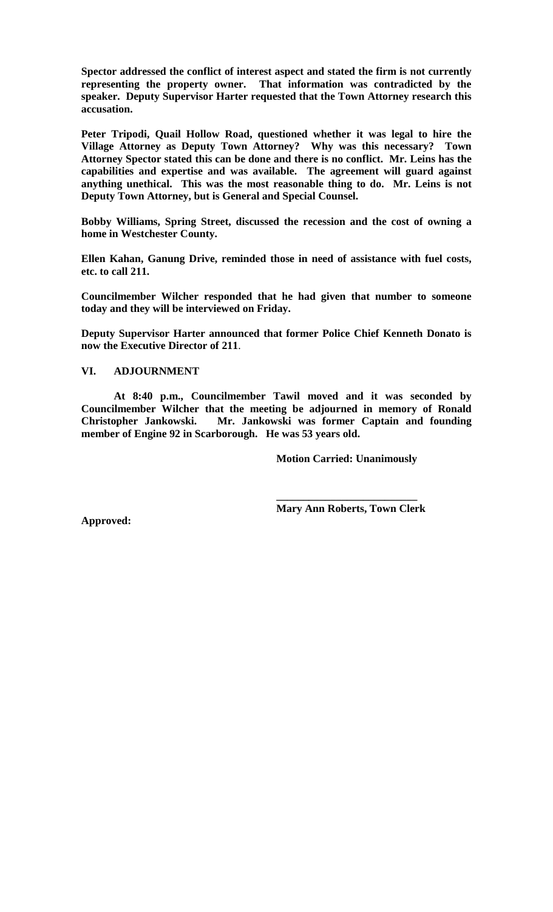**Spector addressed the conflict of interest aspect and stated the firm is not currently representing the property owner. That information was contradicted by the speaker. Deputy Supervisor Harter requested that the Town Attorney research this accusation.**

**Peter Tripodi, Quail Hollow Road, questioned whether it was legal to hire the Village Attorney as Deputy Town Attorney? Why was this necessary? Town Attorney Spector stated this can be done and there is no conflict. Mr. Leins has the capabilities and expertise and was available. The agreement will guard against anything unethical. This was the most reasonable thing to do. Mr. Leins is not Deputy Town Attorney, but is General and Special Counsel.**

**Bobby Williams, Spring Street, discussed the recession and the cost of owning a home in Westchester County.**

**Ellen Kahan, Ganung Drive, reminded those in need of assistance with fuel costs, etc. to call 211.**

**Councilmember Wilcher responded that he had given that number to someone today and they will be interviewed on Friday.**

**Deputy Supervisor Harter announced that former Police Chief Kenneth Donato is now the Executive Director of 211**.

## VI. ADJOURNMENT

**At 8:40 p.m., Councilmember Tawil moved and it was seconded by Councilmember Wilcher that the meeting be adjourned in memory of Ronald Christopher Jankowski. Mr. Jankowski was former Captain and founding member of Engine 92 in Scarborough. He was 53 years old.**

**Motion Carried: Unanimously**

**___________________________**
**Mary Ann Roberts, Town Clerk**

**Approved:**